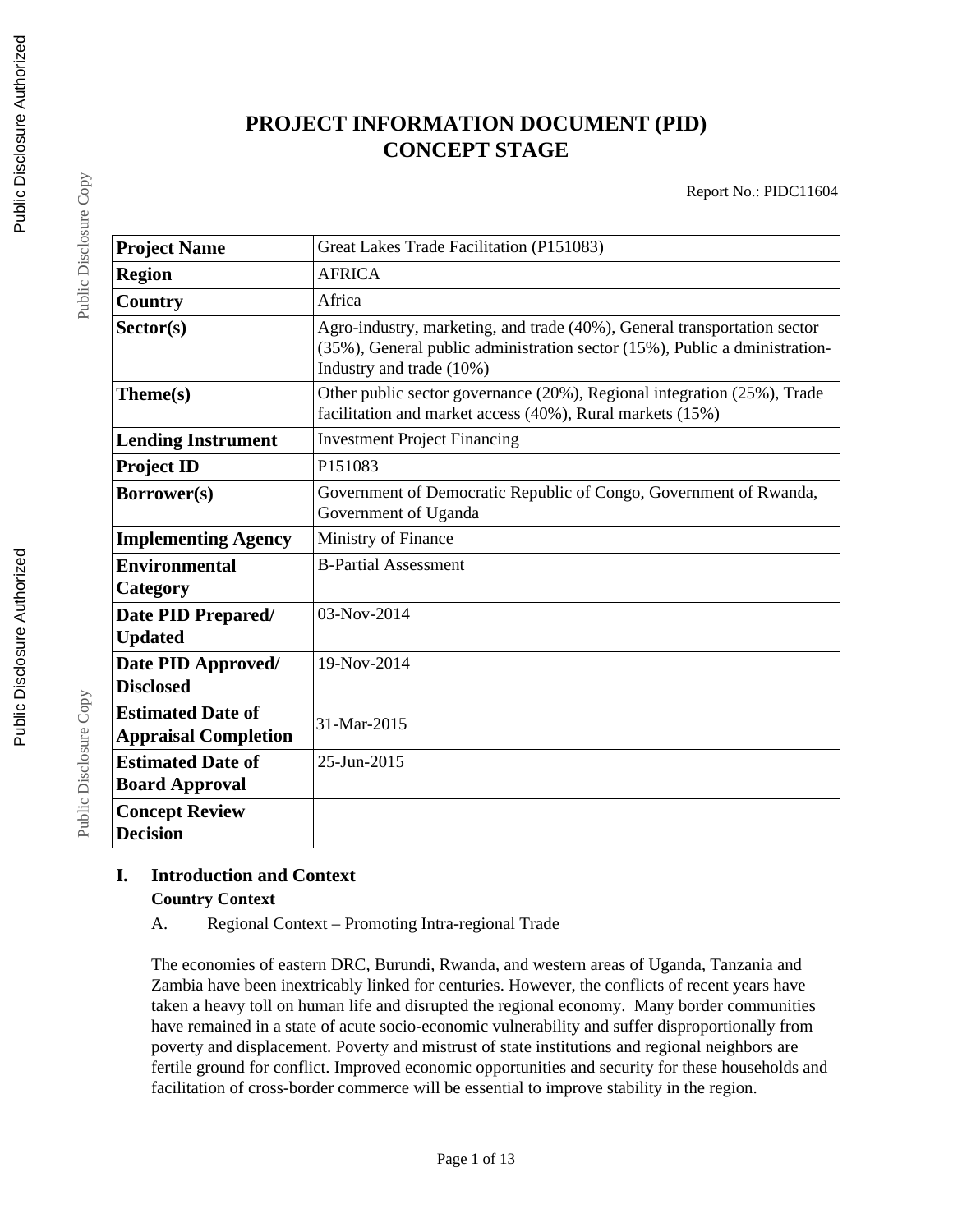# PROJECT INFORMATION DOCUMENT (PID)
# CONCEPT STAGE

Report No.: PIDC11604

| | |
|---|---|
| **Project Name** | Great Lakes Trade Facilitation (P151083) |
| **Region** | AFRICA |
| **Country** | Africa |
| **Sector(s)** | Agro-industry, marketing, and trade (40%), General transportation sector (35%), General public administration sector (15%), Public a dministration-Industry and trade (10%) |
| **Theme(s)** | Other public sector governance (20%), Regional integration (25%), Trade facilitation and market access (40%), Rural markets (15%) |
| **Lending Instrument** | Investment Project Financing |
| **Project ID** | P151083 |
| **Borrower(s)** | Government of Democratic Republic of Congo, Government of Rwanda, Government of Uganda |
| **Implementing Agency** | Ministry of Finance |
| **Environmental Category** | B-Partial Assessment |
| **Date PID Prepared/ Updated** | 03-Nov-2014 |
| **Date PID Approved/ Disclosed** | 19-Nov-2014 |
| **Estimated Date of Appraisal Completion** | 31-Mar-2015 |
| **Estimated Date of Board Approval** | 25-Jun-2015 |
| **Concept Review Decision** | |

## I. Introduction and Context

### Country Context

A. Regional Context – Promoting Intra-regional Trade

The economies of eastern DRC, Burundi, Rwanda, and western areas of Uganda, Tanzania and Zambia have been inextricably linked for centuries. However, the conflicts of recent years have taken a heavy toll on human life and disrupted the regional economy. Many border communities have remained in a state of acute socio-economic vulnerability and suffer disproportionally from poverty and displacement. Poverty and mistrust of state institutions and regional neighbors are fertile ground for conflict. Improved economic opportunities and security for these households and facilitation of cross-border commerce will be essential to improve stability in the region.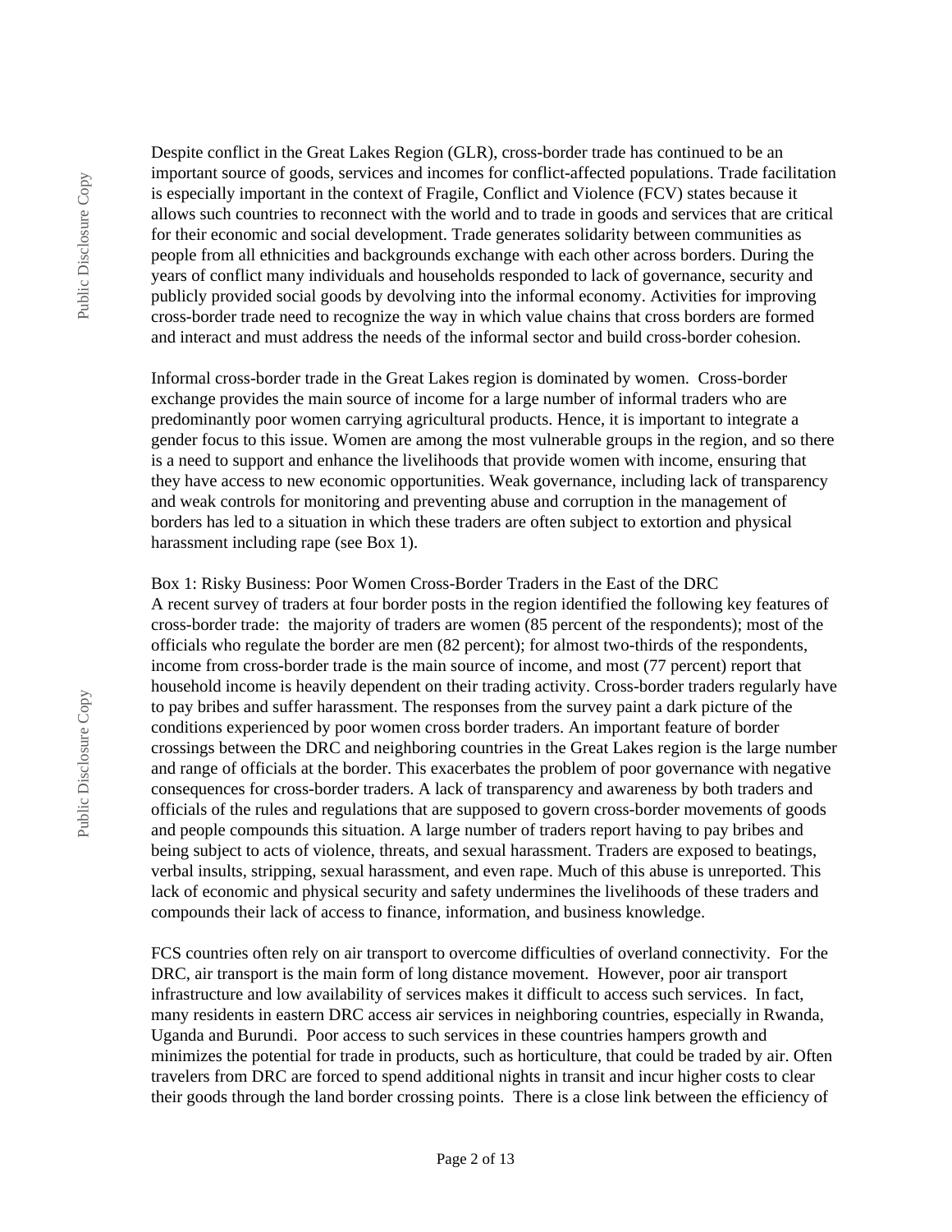Despite conflict in the Great Lakes Region (GLR), cross-border trade has continued to be an important source of goods, services and incomes for conflict-affected populations. Trade facilitation is especially important in the context of Fragile, Conflict and Violence (FCV) states because it allows such countries to reconnect with the world and to trade in goods and services that are critical for their economic and social development. Trade generates solidarity between communities as people from all ethnicities and backgrounds exchange with each other across borders. During the years of conflict many individuals and households responded to lack of governance, security and publicly provided social goods by devolving into the informal economy. Activities for improving cross-border trade need to recognize the way in which value chains that cross borders are formed and interact and must address the needs of the informal sector and build cross-border cohesion.

Informal cross-border trade in the Great Lakes region is dominated by women. Cross-border exchange provides the main source of income for a large number of informal traders who are predominantly poor women carrying agricultural products. Hence, it is important to integrate a gender focus to this issue. Women are among the most vulnerable groups in the region, and so there is a need to support and enhance the livelihoods that provide women with income, ensuring that they have access to new economic opportunities. Weak governance, including lack of transparency and weak controls for monitoring and preventing abuse and corruption in the management of borders has led to a situation in which these traders are often subject to extortion and physical harassment including rape (see Box 1).

Box 1: Risky Business: Poor Women Cross-Border Traders in the East of the DRC
A recent survey of traders at four border posts in the region identified the following key features of cross-border trade: the majority of traders are women (85 percent of the respondents); most of the officials who regulate the border are men (82 percent); for almost two-thirds of the respondents, income from cross-border trade is the main source of income, and most (77 percent) report that household income is heavily dependent on their trading activity. Cross-border traders regularly have to pay bribes and suffer harassment. The responses from the survey paint a dark picture of the conditions experienced by poor women cross border traders. An important feature of border crossings between the DRC and neighboring countries in the Great Lakes region is the large number and range of officials at the border. This exacerbates the problem of poor governance with negative consequences for cross-border traders. A lack of transparency and awareness by both traders and officials of the rules and regulations that are supposed to govern cross-border movements of goods and people compounds this situation. A large number of traders report having to pay bribes and being subject to acts of violence, threats, and sexual harassment. Traders are exposed to beatings, verbal insults, stripping, sexual harassment, and even rape. Much of this abuse is unreported. This lack of economic and physical security and safety undermines the livelihoods of these traders and compounds their lack of access to finance, information, and business knowledge.

FCS countries often rely on air transport to overcome difficulties of overland connectivity. For the DRC, air transport is the main form of long distance movement. However, poor air transport infrastructure and low availability of services makes it difficult to access such services. In fact, many residents in eastern DRC access air services in neighboring countries, especially in Rwanda, Uganda and Burundi. Poor access to such services in these countries hampers growth and minimizes the potential for trade in products, such as horticulture, that could be traded by air. Often travelers from DRC are forced to spend additional nights in transit and incur higher costs to clear their goods through the land border crossing points. There is a close link between the efficiency of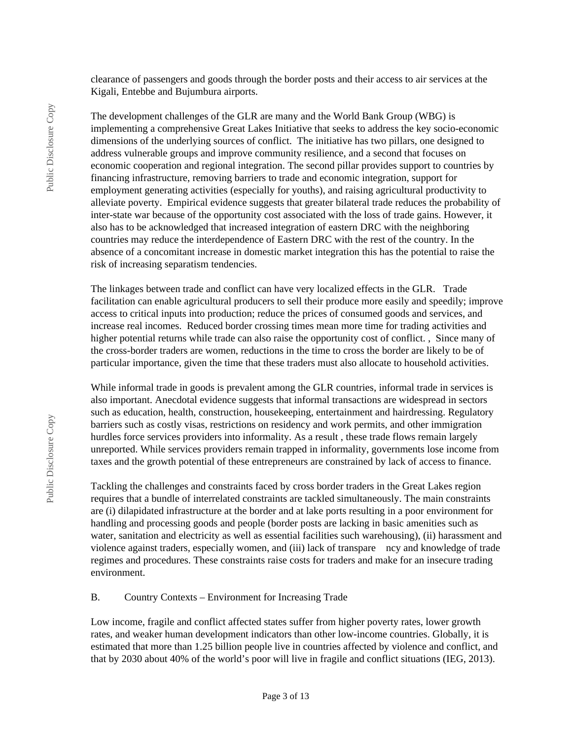clearance of passengers and goods through the border posts and their access to air services at the Kigali, Entebbe and Bujumbura airports.

The development challenges of the GLR are many and the World Bank Group (WBG) is implementing a comprehensive Great Lakes Initiative that seeks to address the key socio-economic dimensions of the underlying sources of conflict. The initiative has two pillars, one designed to address vulnerable groups and improve community resilience, and a second that focuses on economic cooperation and regional integration. The second pillar provides support to countries by financing infrastructure, removing barriers to trade and economic integration, support for employment generating activities (especially for youths), and raising agricultural productivity to alleviate poverty. Empirical evidence suggests that greater bilateral trade reduces the probability of inter-state war because of the opportunity cost associated with the loss of trade gains. However, it also has to be acknowledged that increased integration of eastern DRC with the neighboring countries may reduce the interdependence of Eastern DRC with the rest of the country. In the absence of a concomitant increase in domestic market integration this has the potential to raise the risk of increasing separatism tendencies.

The linkages between trade and conflict can have very localized effects in the GLR. Trade facilitation can enable agricultural producers to sell their produce more easily and speedily; improve access to critical inputs into production; reduce the prices of consumed goods and services, and increase real incomes. Reduced border crossing times mean more time for trading activities and higher potential returns while trade can also raise the opportunity cost of conflict. , Since many of the cross-border traders are women, reductions in the time to cross the border are likely to be of particular importance, given the time that these traders must also allocate to household activities.

While informal trade in goods is prevalent among the GLR countries, informal trade in services is also important. Anecdotal evidence suggests that informal transactions are widespread in sectors such as education, health, construction, housekeeping, entertainment and hairdressing. Regulatory barriers such as costly visas, restrictions on residency and work permits, and other immigration hurdles force services providers into informality. As a result , these trade flows remain largely unreported. While services providers remain trapped in informality, governments lose income from taxes and the growth potential of these entrepreneurs are constrained by lack of access to finance.

Tackling the challenges and constraints faced by cross border traders in the Great Lakes region requires that a bundle of interrelated constraints are tackled simultaneously. The main constraints are (i) dilapidated infrastructure at the border and at lake ports resulting in a poor environment for handling and processing goods and people (border posts are lacking in basic amenities such as water, sanitation and electricity as well as essential facilities such warehousing), (ii) harassment and violence against traders, especially women, and (iii) lack of transpare ncy and knowledge of trade regimes and procedures. These constraints raise costs for traders and make for an insecure trading environment.

B. Country Contexts – Environment for Increasing Trade

Low income, fragile and conflict affected states suffer from higher poverty rates, lower growth rates, and weaker human development indicators than other low-income countries. Globally, it is estimated that more than 1.25 billion people live in countries affected by violence and conflict, and that by 2030 about 40% of the world's poor will live in fragile and conflict situations (IEG, 2013).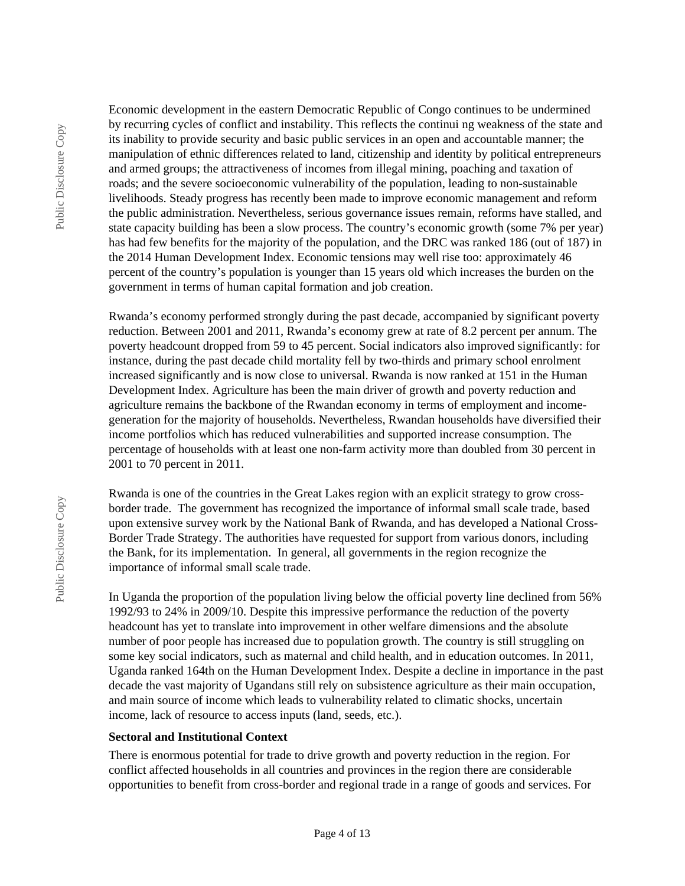Economic development in the eastern Democratic Republic of Congo continues to be undermined by recurring cycles of conflict and instability. This reflects the continui ng weakness of the state and its inability to provide security and basic public services in an open and accountable manner; the manipulation of ethnic differences related to land, citizenship and identity by political entrepreneurs and armed groups; the attractiveness of incomes from illegal mining, poaching and taxation of roads; and the severe socioeconomic vulnerability of the population, leading to non-sustainable livelihoods. Steady progress has recently been made to improve economic management and reform the public administration. Nevertheless, serious governance issues remain, reforms have stalled, and state capacity building has been a slow process. The country's economic growth (some 7% per year) has had few benefits for the majority of the population, and the DRC was ranked 186 (out of 187) in the 2014 Human Development Index. Economic tensions may well rise too: approximately 46 percent of the country's population is younger than 15 years old which increases the burden on the government in terms of human capital formation and job creation.

Rwanda's economy performed strongly during the past decade, accompanied by significant poverty reduction. Between 2001 and 2011, Rwanda's economy grew at rate of 8.2 percent per annum. The poverty headcount dropped from 59 to 45 percent. Social indicators also improved significantly: for instance, during the past decade child mortality fell by two-thirds and primary school enrolment increased significantly and is now close to universal. Rwanda is now ranked at 151 in the Human Development Index. Agriculture has been the main driver of growth and poverty reduction and agriculture remains the backbone of the Rwandan economy in terms of employment and income-generation for the majority of households. Nevertheless, Rwandan households have diversified their income portfolios which has reduced vulnerabilities and supported increase consumption. The percentage of households with at least one non-farm activity more than doubled from 30 percent in 2001 to 70 percent in 2011.

Rwanda is one of the countries in the Great Lakes region with an explicit strategy to grow cross-border trade. The government has recognized the importance of informal small scale trade, based upon extensive survey work by the National Bank of Rwanda, and has developed a National Cross-Border Trade Strategy. The authorities have requested for support from various donors, including the Bank, for its implementation. In general, all governments in the region recognize the importance of informal small scale trade.

In Uganda the proportion of the population living below the official poverty line declined from 56% 1992/93 to 24% in 2009/10. Despite this impressive performance the reduction of the poverty headcount has yet to translate into improvement in other welfare dimensions and the absolute number of poor people has increased due to population growth. The country is still struggling on some key social indicators, such as maternal and child health, and in education outcomes. In 2011, Uganda ranked 164th on the Human Development Index. Despite a decline in importance in the past decade the vast majority of Ugandans still rely on subsistence agriculture as their main occupation, and main source of income which leads to vulnerability related to climatic shocks, uncertain income, lack of resource to access inputs (land, seeds, etc.).

**Sectoral and Institutional Context**

There is enormous potential for trade to drive growth and poverty reduction in the region. For conflict affected households in all countries and provinces in the region there are considerable opportunities to benefit from cross-border and regional trade in a range of goods and services. For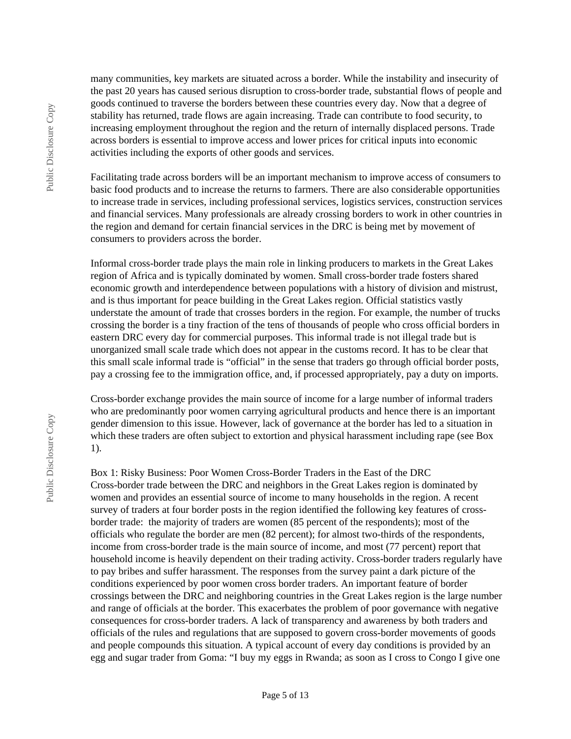many communities, key markets are situated across a border. While the instability and insecurity of the past 20 years has caused serious disruption to cross-border trade, substantial flows of people and goods continued to traverse the borders between these countries every day. Now that a degree of stability has returned, trade flows are again increasing. Trade can contribute to food security, to increasing employment throughout the region and the return of internally displaced persons. Trade across borders is essential to improve access and lower prices for critical inputs into economic activities including the exports of other goods and services.

Facilitating trade across borders will be an important mechanism to improve access of consumers to basic food products and to increase the returns to farmers. There are also considerable opportunities to increase trade in services, including professional services, logistics services, construction services and financial services. Many professionals are already crossing borders to work in other countries in the region and demand for certain financial services in the DRC is being met by movement of consumers to providers across the border.

Informal cross-border trade plays the main role in linking producers to markets in the Great Lakes region of Africa and is typically dominated by women. Small cross-border trade fosters shared economic growth and interdependence between populations with a history of division and mistrust, and is thus important for peace building in the Great Lakes region. Official statistics vastly understate the amount of trade that crosses borders in the region. For example, the number of trucks crossing the border is a tiny fraction of the tens of thousands of people who cross official borders in eastern DRC every day for commercial purposes. This informal trade is not illegal trade but is unorganized small scale trade which does not appear in the customs record. It has to be clear that this small scale informal trade is "official" in the sense that traders go through official border posts, pay a crossing fee to the immigration office, and, if processed appropriately, pay a duty on imports.

Cross-border exchange provides the main source of income for a large number of informal traders who are predominantly poor women carrying agricultural products and hence there is an important gender dimension to this issue. However, lack of governance at the border has led to a situation in which these traders are often subject to extortion and physical harassment including rape (see Box 1).

Box 1: Risky Business: Poor Women Cross-Border Traders in the East of the DRC
Cross-border trade between the DRC and neighbors in the Great Lakes region is dominated by women and provides an essential source of income to many households in the region. A recent survey of traders at four border posts in the region identified the following key features of cross-border trade: the majority of traders are women (85 percent of the respondents); most of the officials who regulate the border are men (82 percent); for almost two-thirds of the respondents, income from cross-border trade is the main source of income, and most (77 percent) report that household income is heavily dependent on their trading activity. Cross-border traders regularly have to pay bribes and suffer harassment. The responses from the survey paint a dark picture of the conditions experienced by poor women cross border traders. An important feature of border crossings between the DRC and neighboring countries in the Great Lakes region is the large number and range of officials at the border. This exacerbates the problem of poor governance with negative consequences for cross-border traders. A lack of transparency and awareness by both traders and officials of the rules and regulations that are supposed to govern cross-border movements of goods and people compounds this situation. A typical account of every day conditions is provided by an egg and sugar trader from Goma: "I buy my eggs in Rwanda; as soon as I cross to Congo I give one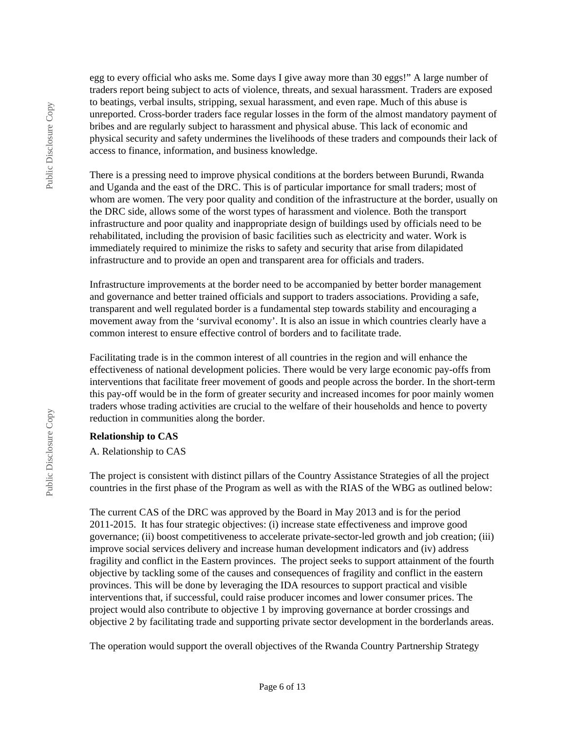egg to every official who asks me. Some days I give away more than 30 eggs!" A large number of traders report being subject to acts of violence, threats, and sexual harassment. Traders are exposed to beatings, verbal insults, stripping, sexual harassment, and even rape. Much of this abuse is unreported. Cross-border traders face regular losses in the form of the almost mandatory payment of bribes and are regularly subject to harassment and physical abuse. This lack of economic and physical security and safety undermines the livelihoods of these traders and compounds their lack of access to finance, information, and business knowledge.

There is a pressing need to improve physical conditions at the borders between Burundi, Rwanda and Uganda and the east of the DRC. This is of particular importance for small traders; most of whom are women. The very poor quality and condition of the infrastructure at the border, usually on the DRC side, allows some of the worst types of harassment and violence. Both the transport infrastructure and poor quality and inappropriate design of buildings used by officials need to be rehabilitated, including the provision of basic facilities such as electricity and water. Work is immediately required to minimize the risks to safety and security that arise from dilapidated infrastructure and to provide an open and transparent area for officials and traders.

Infrastructure improvements at the border need to be accompanied by better border management and governance and better trained officials and support to traders associations. Providing a safe, transparent and well regulated border is a fundamental step towards stability and encouraging a movement away from the 'survival economy'. It is also an issue in which countries clearly have a common interest to ensure effective control of borders and to facilitate trade.

Facilitating trade is in the common interest of all countries in the region and will enhance the effectiveness of national development policies. There would be very large economic pay-offs from interventions that facilitate freer movement of goods and people across the border. In the short-term this pay-off would be in the form of greater security and increased incomes for poor mainly women traders whose trading activities are crucial to the welfare of their households and hence to poverty reduction in communities along the border.

**Relationship to CAS**

A. Relationship to CAS

The project is consistent with distinct pillars of the Country Assistance Strategies of all the project countries in the first phase of the Program as well as with the RIAS of the WBG as outlined below:

The current CAS of the DRC was approved by the Board in May 2013 and is for the period 2011-2015. It has four strategic objectives: (i) increase state effectiveness and improve good governance; (ii) boost competitiveness to accelerate private-sector-led growth and job creation; (iii) improve social services delivery and increase human development indicators and (iv) address fragility and conflict in the Eastern provinces. The project seeks to support attainment of the fourth objective by tackling some of the causes and consequences of fragility and conflict in the eastern provinces. This will be done by leveraging the IDA resources to support practical and visible interventions that, if successful, could raise producer incomes and lower consumer prices. The project would also contribute to objective 1 by improving governance at border crossings and objective 2 by facilitating trade and supporting private sector development in the borderlands areas.

The operation would support the overall objectives of the Rwanda Country Partnership Strategy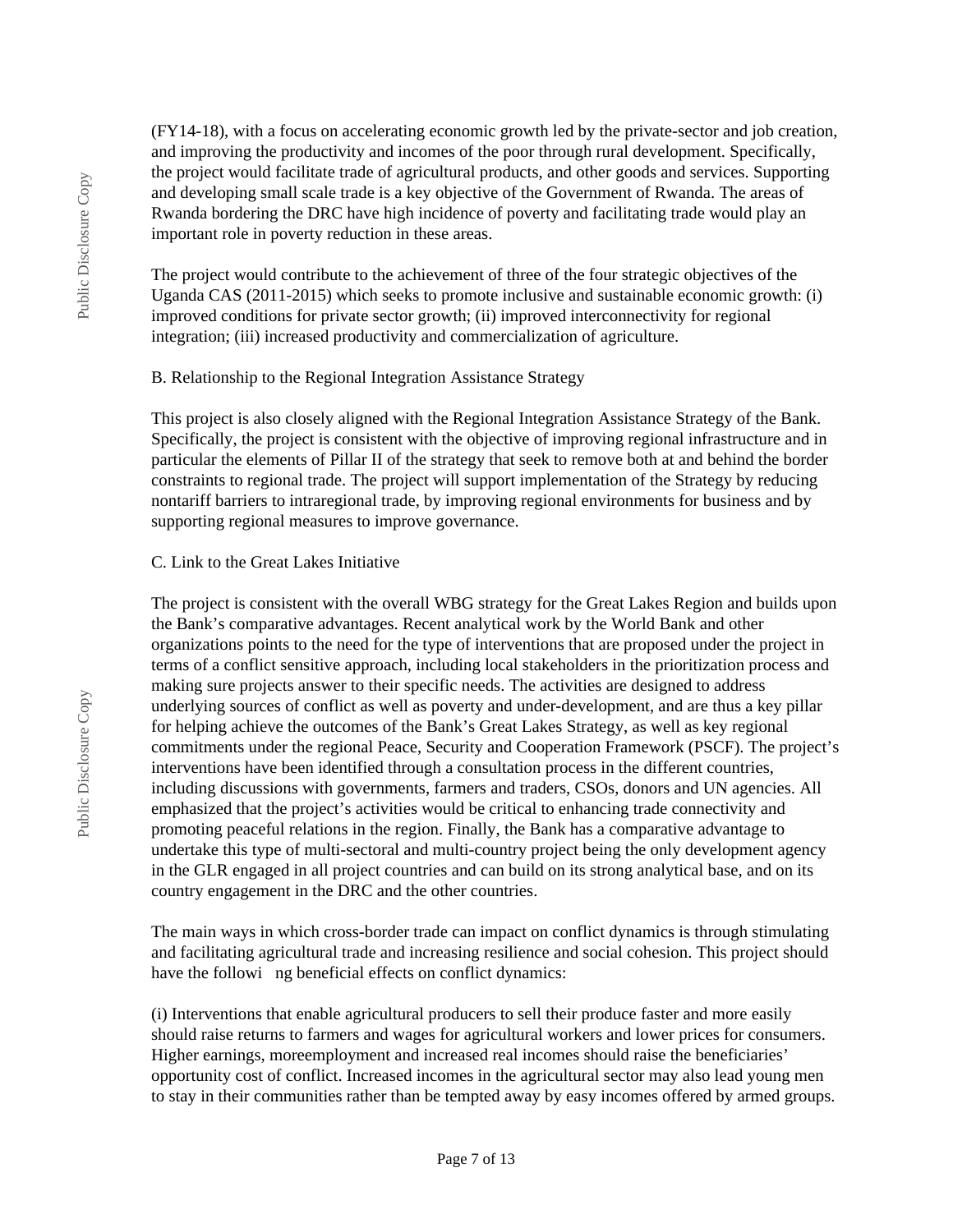(FY14-18), with a focus on accelerating economic growth led by the private-sector and job creation, and improving the productivity and incomes of the poor through rural development. Specifically, the project would facilitate trade of agricultural products, and other goods and services. Supporting and developing small scale trade is a key objective of the Government of Rwanda. The areas of Rwanda bordering the DRC have high incidence of poverty and facilitating trade would play an important role in poverty reduction in these areas.

The project would contribute to the achievement of three of the four strategic objectives of the Uganda CAS (2011-2015) which seeks to promote inclusive and sustainable economic growth: (i) improved conditions for private sector growth; (ii) improved interconnectivity for regional integration; (iii) increased productivity and commercialization of agriculture.

B. Relationship to the Regional Integration Assistance Strategy

This project is also closely aligned with the Regional Integration Assistance Strategy of the Bank. Specifically, the project is consistent with the objective of improving regional infrastructure and in particular the elements of Pillar II of the strategy that seek to remove both at and behind the border constraints to regional trade. The project will support implementation of the Strategy by reducing nontariff barriers to intraregional trade, by improving regional environments for business and by supporting regional measures to improve governance.

C. Link to the Great Lakes Initiative

The project is consistent with the overall WBG strategy for the Great Lakes Region and builds upon the Bank's comparative advantages. Recent analytical work by the World Bank and other organizations points to the need for the type of interventions that are proposed under the project in terms of a conflict sensitive approach, including local stakeholders in the prioritization process and making sure projects answer to their specific needs. The activities are designed to address underlying sources of conflict as well as poverty and under-development, and are thus a key pillar for helping achieve the outcomes of the Bank's Great Lakes Strategy, as well as key regional commitments under the regional Peace, Security and Cooperation Framework (PSCF). The project's interventions have been identified through a consultation process in the different countries, including discussions with governments, farmers and traders, CSOs, donors and UN agencies. All emphasized that the project's activities would be critical to enhancing trade connectivity and promoting peaceful relations in the region. Finally, the Bank has a comparative advantage to undertake this type of multi-sectoral and multi-country project being the only development agency in the GLR engaged in all project countries and can build on its strong analytical base, and on its country engagement in the DRC and the other countries.

The main ways in which cross-border trade can impact on conflict dynamics is through stimulating and facilitating agricultural trade and increasing resilience and social cohesion. This project should have the followi ng beneficial effects on conflict dynamics:

(i) Interventions that enable agricultural producers to sell their produce faster and more easily should raise returns to farmers and wages for agricultural workers and lower prices for consumers. Higher earnings, moreemployment and increased real incomes should raise the beneficiaries' opportunity cost of conflict. Increased incomes in the agricultural sector may also lead young men to stay in their communities rather than be tempted away by easy incomes offered by armed groups.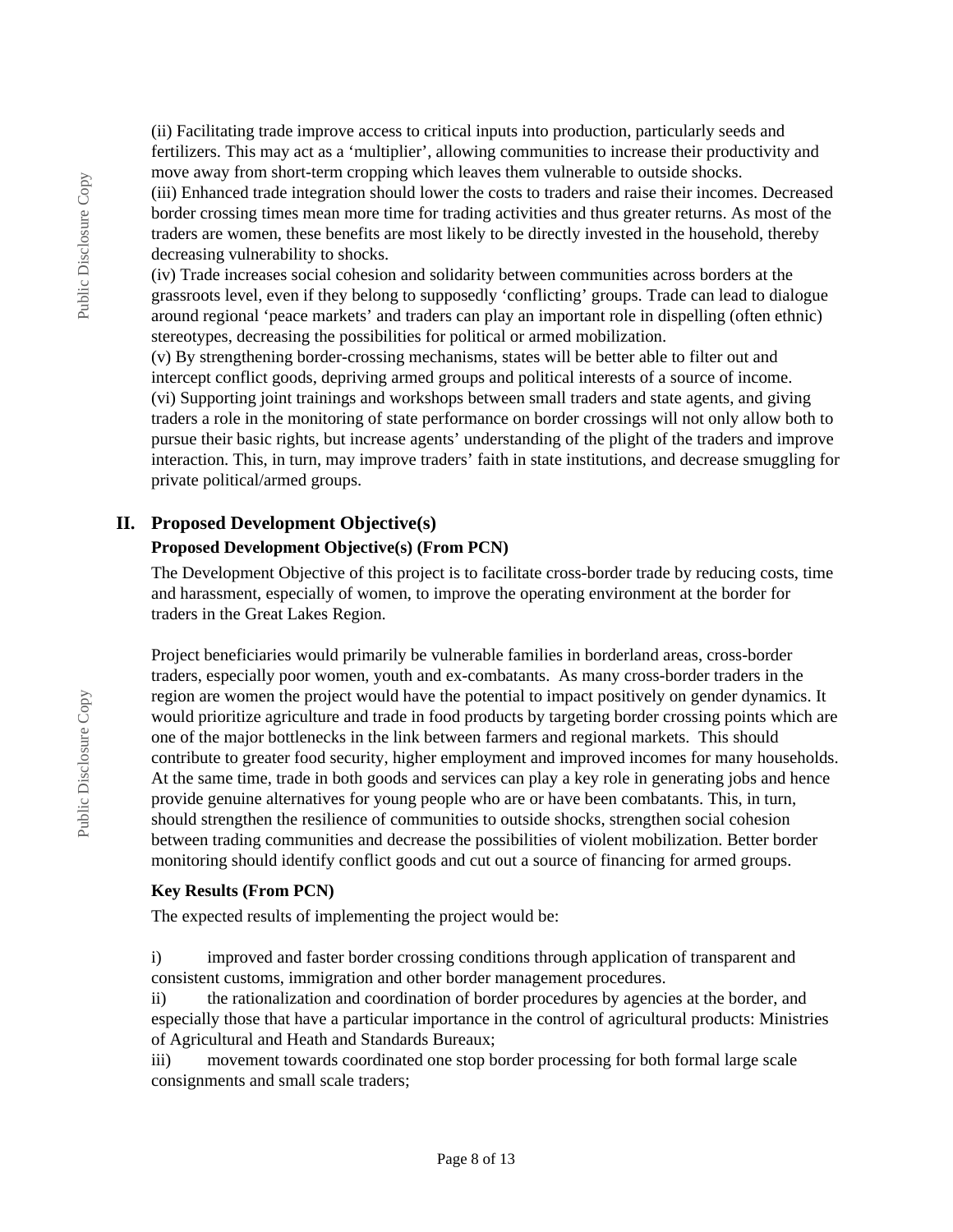(ii) Facilitating trade improve access to critical inputs into production, particularly seeds and fertilizers. This may act as a 'multiplier', allowing communities to increase their productivity and move away from short-term cropping which leaves them vulnerable to outside shocks.
(iii) Enhanced trade integration should lower the costs to traders and raise their incomes. Decreased border crossing times mean more time for trading activities and thus greater returns. As most of the traders are women, these benefits are most likely to be directly invested in the household, thereby decreasing vulnerability to shocks.
(iv) Trade increases social cohesion and solidarity between communities across borders at the grassroots level, even if they belong to supposedly 'conflicting' groups. Trade can lead to dialogue around regional 'peace markets' and traders can play an important role in dispelling (often ethnic) stereotypes, decreasing the possibilities for political or armed mobilization.
(v) By strengthening border-crossing mechanisms, states will be better able to filter out and intercept conflict goods, depriving armed groups and political interests of a source of income.
(vi) Supporting joint trainings and workshops between small traders and state agents, and giving traders a role in the monitoring of state performance on border crossings will not only allow both to pursue their basic rights, but increase agents' understanding of the plight of the traders and improve interaction. This, in turn, may improve traders' faith in state institutions, and decrease smuggling for private political/armed groups.

## II. Proposed Development Objective(s)

### Proposed Development Objective(s) (From PCN)

The Development Objective of this project is to facilitate cross-border trade by reducing costs, time and harassment, especially of women, to improve the operating environment at the border for traders in the Great Lakes Region.

Project beneficiaries would primarily be vulnerable families in borderland areas, cross-border traders, especially poor women, youth and ex-combatants. As many cross-border traders in the region are women the project would have the potential to impact positively on gender dynamics. It would prioritize agriculture and trade in food products by targeting border crossing points which are one of the major bottlenecks in the link between farmers and regional markets. This should contribute to greater food security, higher employment and improved incomes for many households. At the same time, trade in both goods and services can play a key role in generating jobs and hence provide genuine alternatives for young people who are or have been combatants. This, in turn, should strengthen the resilience of communities to outside shocks, strengthen social cohesion between trading communities and decrease the possibilities of violent mobilization. Better border monitoring should identify conflict goods and cut out a source of financing for armed groups.

### Key Results (From PCN)

The expected results of implementing the project would be:

i) improved and faster border crossing conditions through application of transparent and consistent customs, immigration and other border management procedures.
ii) the rationalization and coordination of border procedures by agencies at the border, and especially those that have a particular importance in the control of agricultural products: Ministries of Agricultural and Heath and Standards Bureaux;
iii) movement towards coordinated one stop border processing for both formal large scale consignments and small scale traders;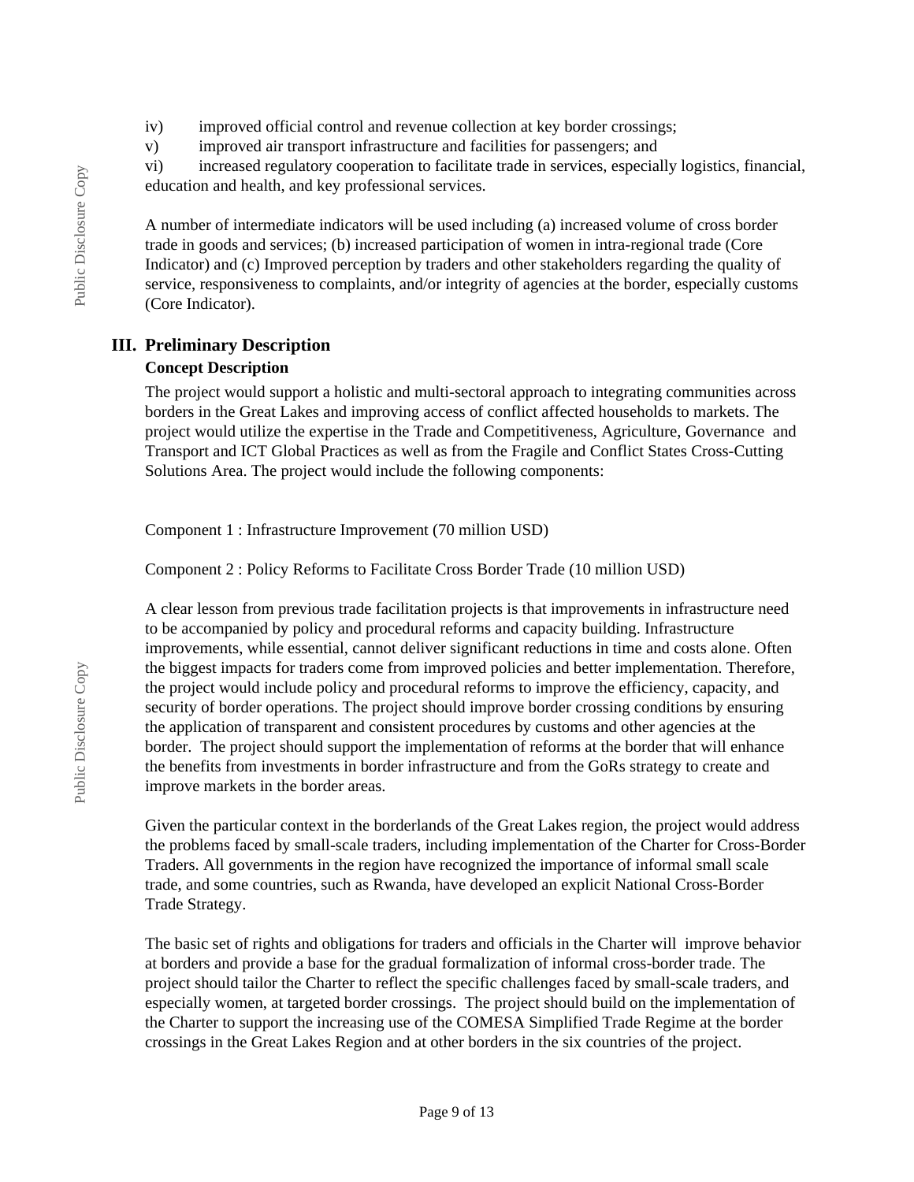iv) improved official control and revenue collection at key border crossings;

v) improved air transport infrastructure and facilities for passengers; and

vi) increased regulatory cooperation to facilitate trade in services, especially logistics, financial, education and health, and key professional services.

A number of intermediate indicators will be used including (a) increased volume of cross border trade in goods and services; (b) increased participation of women in intra-regional trade (Core Indicator) and (c) Improved perception by traders and other stakeholders regarding the quality of service, responsiveness to complaints, and/or integrity of agencies at the border, especially customs (Core Indicator).

## III. Preliminary Description

### Concept Description

The project would support a holistic and multi-sectoral approach to integrating communities across borders in the Great Lakes and improving access of conflict affected households to markets. The project would utilize the expertise in the Trade and Competitiveness, Agriculture, Governance and Transport and ICT Global Practices as well as from the Fragile and Conflict States Cross-Cutting Solutions Area. The project would include the following components:

Component 1 : Infrastructure Improvement (70 million USD)

Component 2 : Policy Reforms to Facilitate Cross Border Trade (10 million USD)

A clear lesson from previous trade facilitation projects is that improvements in infrastructure need to be accompanied by policy and procedural reforms and capacity building. Infrastructure improvements, while essential, cannot deliver significant reductions in time and costs alone. Often the biggest impacts for traders come from improved policies and better implementation. Therefore, the project would include policy and procedural reforms to improve the efficiency, capacity, and security of border operations. The project should improve border crossing conditions by ensuring the application of transparent and consistent procedures by customs and other agencies at the border. The project should support the implementation of reforms at the border that will enhance the benefits from investments in border infrastructure and from the GoRs strategy to create and improve markets in the border areas.

Given the particular context in the borderlands of the Great Lakes region, the project would address the problems faced by small-scale traders, including implementation of the Charter for Cross-Border Traders. All governments in the region have recognized the importance of informal small scale trade, and some countries, such as Rwanda, have developed an explicit National Cross-Border Trade Strategy.

The basic set of rights and obligations for traders and officials in the Charter will improve behavior at borders and provide a base for the gradual formalization of informal cross-border trade. The project should tailor the Charter to reflect the specific challenges faced by small-scale traders, and especially women, at targeted border crossings. The project should build on the implementation of the Charter to support the increasing use of the COMESA Simplified Trade Regime at the border crossings in the Great Lakes Region and at other borders in the six countries of the project.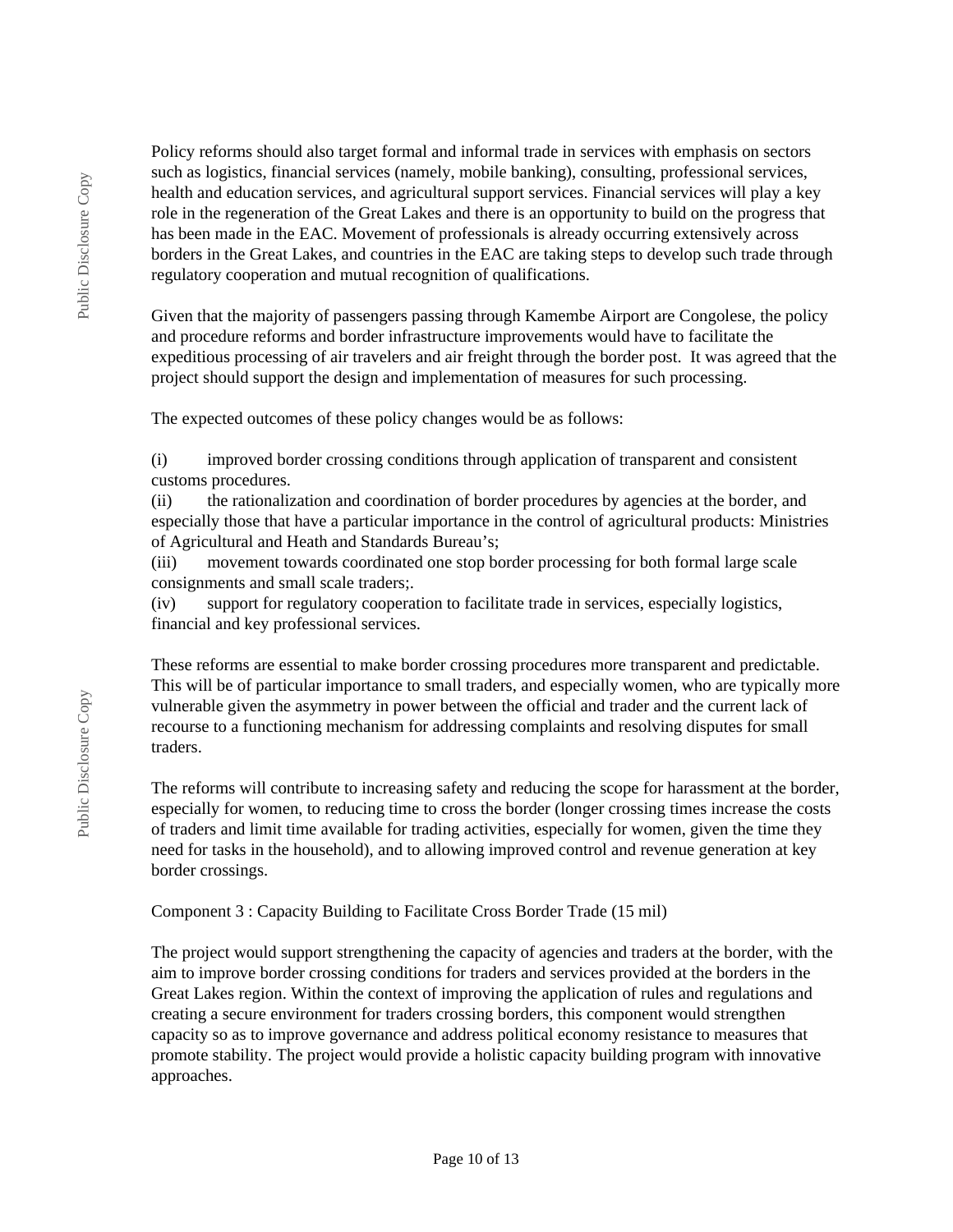Policy reforms should also target formal and informal trade in services with emphasis on sectors such as logistics, financial services (namely, mobile banking), consulting, professional services, health and education services, and agricultural support services. Financial services will play a key role in the regeneration of the Great Lakes and there is an opportunity to build on the progress that has been made in the EAC. Movement of professionals is already occurring extensively across borders in the Great Lakes, and countries in the EAC are taking steps to develop such trade through regulatory cooperation and mutual recognition of qualifications.

Given that the majority of passengers passing through Kamembe Airport are Congolese, the policy and procedure reforms and border infrastructure improvements would have to facilitate the expeditious processing of air travelers and air freight through the border post. It was agreed that the project should support the design and implementation of measures for such processing.

The expected outcomes of these policy changes would be as follows:

(i) improved border crossing conditions through application of transparent and consistent customs procedures.
(ii) the rationalization and coordination of border procedures by agencies at the border, and especially those that have a particular importance in the control of agricultural products: Ministries of Agricultural and Heath and Standards Bureau's;
(iii) movement towards coordinated one stop border processing for both formal large scale consignments and small scale traders;.
(iv) support for regulatory cooperation to facilitate trade in services, especially logistics, financial and key professional services.

These reforms are essential to make border crossing procedures more transparent and predictable. This will be of particular importance to small traders, and especially women, who are typically more vulnerable given the asymmetry in power between the official and trader and the current lack of recourse to a functioning mechanism for addressing complaints and resolving disputes for small traders.

The reforms will contribute to increasing safety and reducing the scope for harassment at the border, especially for women, to reducing time to cross the border (longer crossing times increase the costs of traders and limit time available for trading activities, especially for women, given the time they need for tasks in the household), and to allowing improved control and revenue generation at key border crossings.

Component 3 : Capacity Building to Facilitate Cross Border Trade (15 mil)

The project would support strengthening the capacity of agencies and traders at the border, with the aim to improve border crossing conditions for traders and services provided at the borders in the Great Lakes region. Within the context of improving the application of rules and regulations and creating a secure environment for traders crossing borders, this component would strengthen capacity so as to improve governance and address political economy resistance to measures that promote stability. The project would provide a holistic capacity building program with innovative approaches.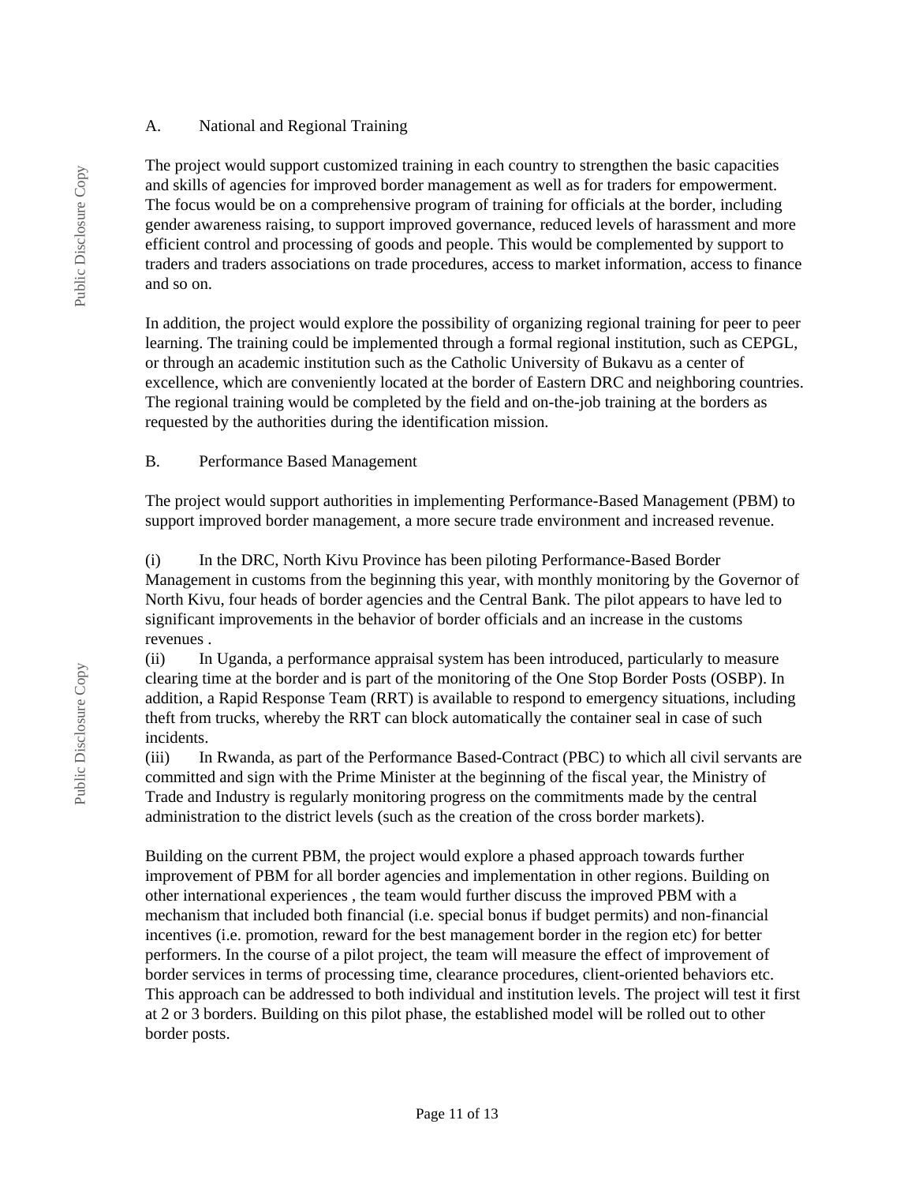A. National and Regional Training

The project would support customized training in each country to strengthen the basic capacities and skills of agencies for improved border management as well as for traders for empowerment. The focus would be on a comprehensive program of training for officials at the border, including gender awareness raising, to support improved governance, reduced levels of harassment and more efficient control and processing of goods and people. This would be complemented by support to traders and traders associations on trade procedures, access to market information, access to finance and so on.

In addition, the project would explore the possibility of organizing regional training for peer to peer learning. The training could be implemented through a formal regional institution, such as CEPGL, or through an academic institution such as the Catholic University of Bukavu as a center of excellence, which are conveniently located at the border of Eastern DRC and neighboring countries. The regional training would be completed by the field and on-the-job training at the borders as requested by the authorities during the identification mission.

B. Performance Based Management

The project would support authorities in implementing Performance-Based Management (PBM) to support improved border management, a more secure trade environment and increased revenue.

(i) In the DRC, North Kivu Province has been piloting Performance-Based Border Management in customs from the beginning this year, with monthly monitoring by the Governor of North Kivu, four heads of border agencies and the Central Bank. The pilot appears to have led to significant improvements in the behavior of border officials and an increase in the customs revenues .

(ii) In Uganda, a performance appraisal system has been introduced, particularly to measure clearing time at the border and is part of the monitoring of the One Stop Border Posts (OSBP). In addition, a Rapid Response Team (RRT) is available to respond to emergency situations, including theft from trucks, whereby the RRT can block automatically the container seal in case of such incidents.

(iii) In Rwanda, as part of the Performance Based-Contract (PBC) to which all civil servants are committed and sign with the Prime Minister at the beginning of the fiscal year, the Ministry of Trade and Industry is regularly monitoring progress on the commitments made by the central administration to the district levels (such as the creation of the cross border markets).

Building on the current PBM, the project would explore a phased approach towards further improvement of PBM for all border agencies and implementation in other regions. Building on other international experiences , the team would further discuss the improved PBM with a mechanism that included both financial (i.e. special bonus if budget permits) and non-financial incentives (i.e. promotion, reward for the best management border in the region etc) for better performers. In the course of a pilot project, the team will measure the effect of improvement of border services in terms of processing time, clearance procedures, client-oriented behaviors etc. This approach can be addressed to both individual and institution levels. The project will test it first at 2 or 3 borders. Building on this pilot phase, the established model will be rolled out to other border posts.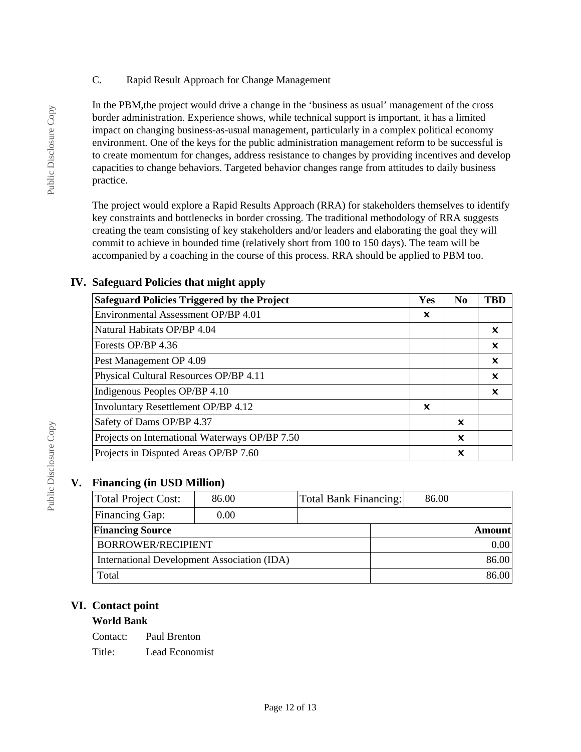C. Rapid Result Approach for Change Management

In the PBM,the project would drive a change in the 'business as usual' management of the cross border administration. Experience shows, while technical support is important, it has a limited impact on changing business-as-usual management, particularly in a complex political economy environment. One of the keys for the public administration management reform to be successful is to create momentum for changes, address resistance to changes by providing incentives and develop capacities to change behaviors. Targeted behavior changes range from attitudes to daily business practice.

The project would explore a Rapid Results Approach (RRA) for stakeholders themselves to identify key constraints and bottlenecks in border crossing. The traditional methodology of RRA suggests creating the team consisting of key stakeholders and/or leaders and elaborating the goal they will commit to achieve in bounded time (relatively short from 100 to 150 days). The team will be accompanied by a coaching in the course of this process. RRA should be applied to PBM too.

## IV. Safeguard Policies that might apply

| Safeguard Policies Triggered by the Project | Yes | No | TBD |
|---|---|---|---|
| Environmental Assessment OP/BP 4.01 | ✗ | | |
| Natural Habitats OP/BP 4.04 | | | ✗ |
| Forests OP/BP 4.36 | | | ✗ |
| Pest Management OP 4.09 | | | ✗ |
| Physical Cultural Resources OP/BP 4.11 | | | ✗ |
| Indigenous Peoples OP/BP 4.10 | | | ✗ |
| Involuntary Resettlement OP/BP 4.12 | ✗ | | |
| Safety of Dams OP/BP 4.37 | | ✗ | |
| Projects on International Waterways OP/BP 7.50 | | ✗ | |
| Projects in Disputed Areas OP/BP 7.60 | | ✗ | |

## V. Financing (in USD Million)

| Total Project Cost: | 86.00 | Total Bank Financing: | 86.00 |
|---|---|---|---|
| Financing Gap: | 0.00 | | |

| Financing Source | Amount |
|---|---|
| BORROWER/RECIPIENT | 0.00 |
| International Development Association (IDA) | 86.00 |
| Total | 86.00 |

## VI. Contact point

**World Bank**

Contact: Paul Brenton

Title: Lead Economist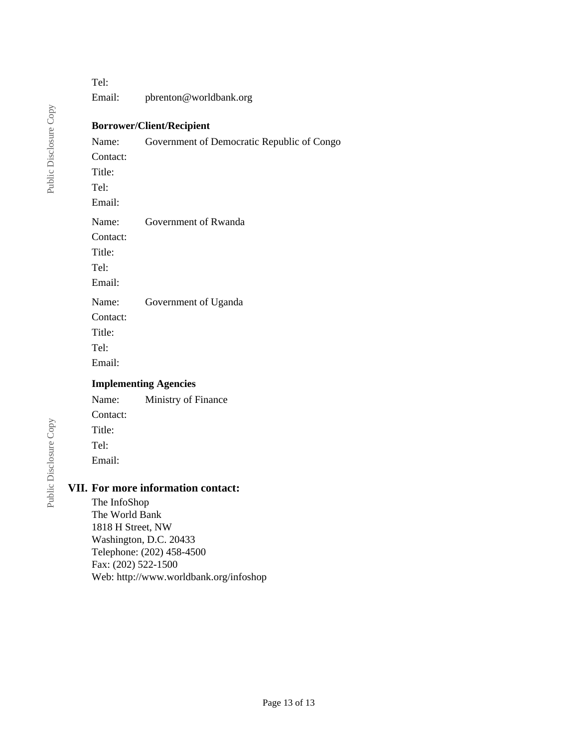Tel:

Email: pbrenton@worldbank.org

**Borrower/Client/Recipient**

Name: Government of Democratic Republic of Congo
Contact:
Title:
Tel:
Email:

Name: Government of Rwanda
Contact:
Title:
Tel:
Email:

Name: Government of Uganda
Contact:
Title:
Tel:
Email:

**Implementing Agencies**

Name: Ministry of Finance
Contact:
Title:
Tel:
Email:

## VII. For more information contact:

The InfoShop
The World Bank
1818 H Street, NW
Washington, D.C. 20433
Telephone: (202) 458-4500
Fax: (202) 522-1500
Web: http://www.worldbank.org/infoshop